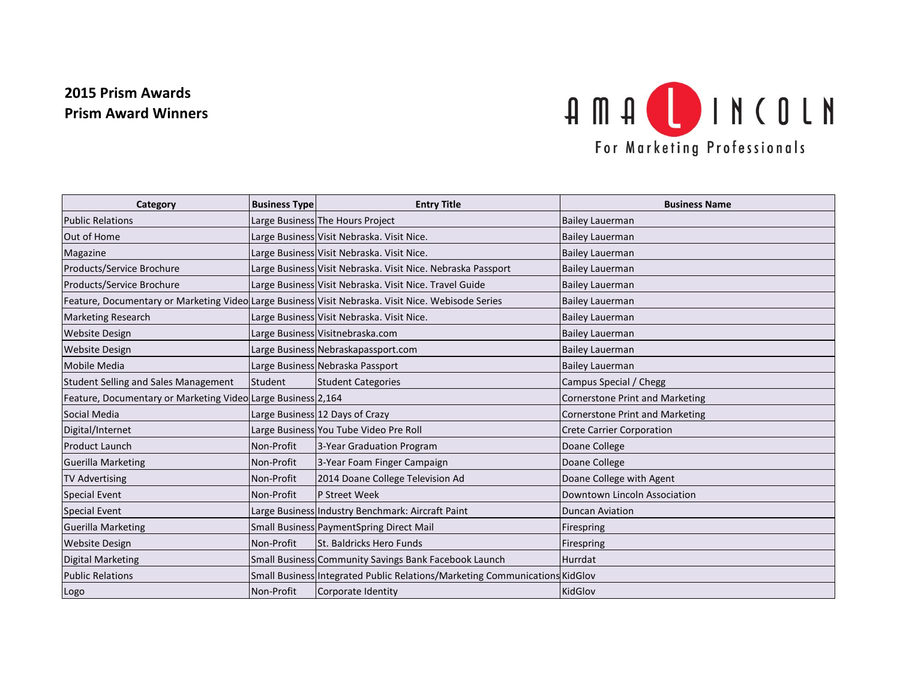## 2015 Prism Awards
## Prism Award Winners

AMA LINCOLN
For Marketing Professionals

| Category | Business Type | Entry Title | Business Name |
|---|---|---|---|
| Public Relations | Large Business | The Hours Project | Bailey Lauerman |
| Out of Home | Large Business | Visit Nebraska. Visit Nice. | Bailey Lauerman |
| Magazine | Large Business | Visit Nebraska. Visit Nice. | Bailey Lauerman |
| Products/Service Brochure | Large Business | Visit Nebraska. Visit Nice. Nebraska Passport | Bailey Lauerman |
| Products/Service Brochure | Large Business | Visit Nebraska. Visit Nice. Travel Guide | Bailey Lauerman |
| Feature, Documentary or Marketing Video | Large Business | Visit Nebraska. Visit Nice. Webisode Series | Bailey Lauerman |
| Marketing Research | Large Business | Visit Nebraska. Visit Nice. | Bailey Lauerman |
| Website Design | Large Business | Visitnebraska.com | Bailey Lauerman |
| Website Design | Large Business | Nebraskapassport.com | Bailey Lauerman |
| Mobile Media | Large Business | Nebraska Passport | Bailey Lauerman |
| Student Selling and Sales Management | Student | Student Categories | Campus Special / Chegg |
| Feature, Documentary or Marketing Video | Large Business | 2,164 | Cornerstone Print and Marketing |
| Social Media | Large Business | 12 Days of Crazy | Cornerstone Print and Marketing |
| Digital/Internet | Large Business | You Tube Video Pre Roll | Crete Carrier Corporation |
| Product Launch | Non-Profit | 3-Year Graduation Program | Doane College |
| Guerilla Marketing | Non-Profit | 3-Year Foam Finger Campaign | Doane College |
| TV Advertising | Non-Profit | 2014 Doane College Television Ad | Doane College with Agent |
| Special Event | Non-Profit | P Street Week | Downtown Lincoln Association |
| Special Event | Large Business | Industry Benchmark: Aircraft Paint | Duncan Aviation |
| Guerilla Marketing | Small Business | PaymentSpring Direct Mail | Firespring |
| Website Design | Non-Profit | St. Baldricks Hero Funds | Firespring |
| Digital Marketing | Small Business | Community Savings Bank Facebook Launch | Hurrdat |
| Public Relations | Small Business | Integrated Public Relations/Marketing Communications | KidGlov |
| Logo | Non-Profit | Corporate Identity | KidGlov |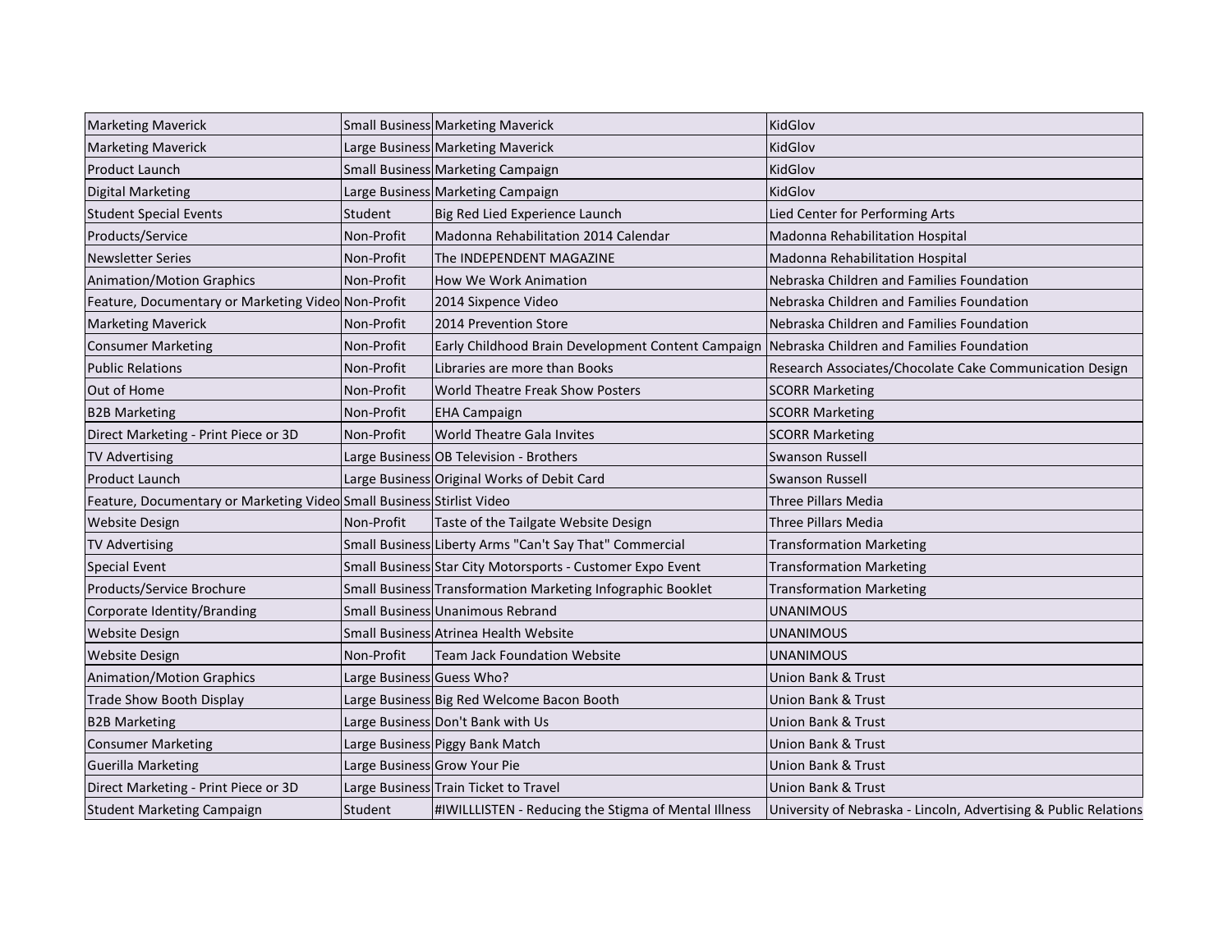| | | | |
|---|---|---|---|
| Marketing Maverick | Small Business | Marketing Maverick | KidGlov |
| Marketing Maverick | Large Business | Marketing Maverick | KidGlov |
| Product Launch | Small Business | Marketing Campaign | KidGlov |
| Digital Marketing | Large Business | Marketing Campaign | KidGlov |
| Student Special Events | Student | Big Red Lied Experience Launch | Lied Center for Performing Arts |
| Products/Service | Non-Profit | Madonna Rehabilitation 2014 Calendar | Madonna Rehabilitation Hospital |
| Newsletter Series | Non-Profit | The INDEPENDENT MAGAZINE | Madonna Rehabilitation Hospital |
| Animation/Motion Graphics | Non-Profit | How We Work Animation | Nebraska Children and Families Foundation |
| Feature, Documentary or Marketing Video | Non-Profit | 2014 Sixpence Video | Nebraska Children and Families Foundation |
| Marketing Maverick | Non-Profit | 2014 Prevention Store | Nebraska Children and Families Foundation |
| Consumer Marketing | Non-Profit | Early Childhood Brain Development Content Campaign | Nebraska Children and Families Foundation |
| Public Relations | Non-Profit | Libraries are more than Books | Research Associates/Chocolate Cake Communication Design |
| Out of Home | Non-Profit | World Theatre Freak Show Posters | SCORR Marketing |
| B2B Marketing | Non-Profit | EHA Campaign | SCORR Marketing |
| Direct Marketing - Print Piece or 3D | Non-Profit | World Theatre Gala Invites | SCORR Marketing |
| TV Advertising | Large Business | OB Television - Brothers | Swanson Russell |
| Product Launch | Large Business | Original Works of Debit Card | Swanson Russell |
| Feature, Documentary or Marketing Video | Small Business | Stirlist Video | Three Pillars Media |
| Website Design | Non-Profit | Taste of the Tailgate Website Design | Three Pillars Media |
| TV Advertising | Small Business | Liberty Arms "Can't Say That" Commercial | Transformation Marketing |
| Special Event | Small Business | Star City Motorsports - Customer Expo Event | Transformation Marketing |
| Products/Service Brochure | Small Business | Transformation Marketing Infographic Booklet | Transformation Marketing |
| Corporate Identity/Branding | Small Business | Unanimous Rebrand | UNANIMOUS |
| Website Design | Small Business | Atrinea Health Website | UNANIMOUS |
| Website Design | Non-Profit | Team Jack Foundation Website | UNANIMOUS |
| Animation/Motion Graphics | Large Business | Guess Who? | Union Bank & Trust |
| Trade Show Booth Display | Large Business | Big Red Welcome Bacon Booth | Union Bank & Trust |
| B2B Marketing | Large Business | Don't Bank with Us | Union Bank & Trust |
| Consumer Marketing | Large Business | Piggy Bank Match | Union Bank & Trust |
| Guerilla Marketing | Large Business | Grow Your Pie | Union Bank & Trust |
| Direct Marketing - Print Piece or 3D | Large Business | Train Ticket to Travel | Union Bank & Trust |
| Student Marketing Campaign | Student | #IWILLLISTEN - Reducing the Stigma of Mental Illness | University of Nebraska - Lincoln, Advertising & Public Relations |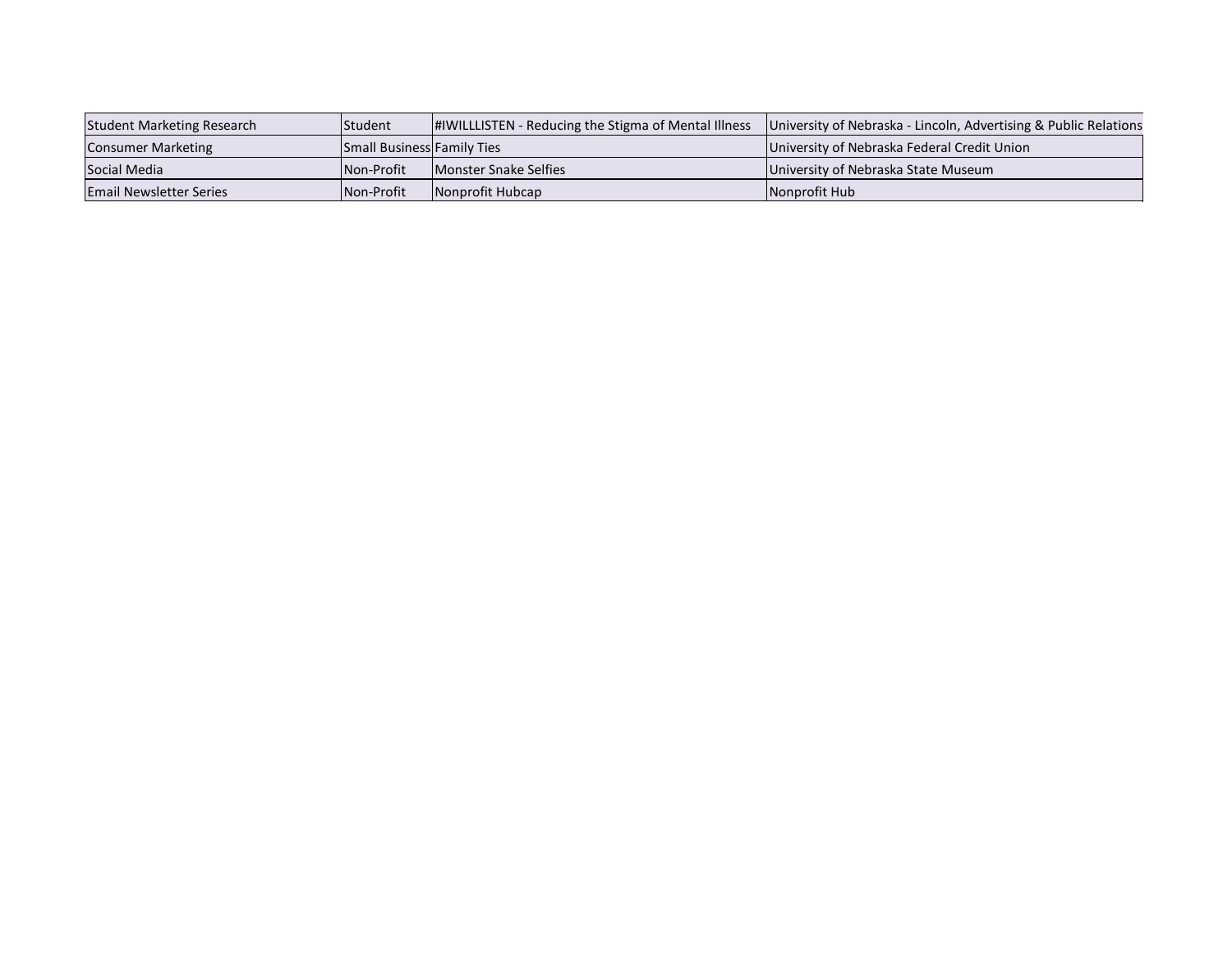| | | | |
|---|---|---|---|
| Student Marketing Research | Student | #IWILLLISTEN - Reducing the Stigma of Mental Illness | University of Nebraska - Lincoln, Advertising & Public Relations |
| Consumer Marketing | Small Business | Family Ties | University of Nebraska Federal Credit Union |
| Social Media | Non-Profit | Monster Snake Selfies | University of Nebraska State Museum |
| Email Newsletter Series | Non-Profit | Nonprofit Hubcap | Nonprofit Hub |